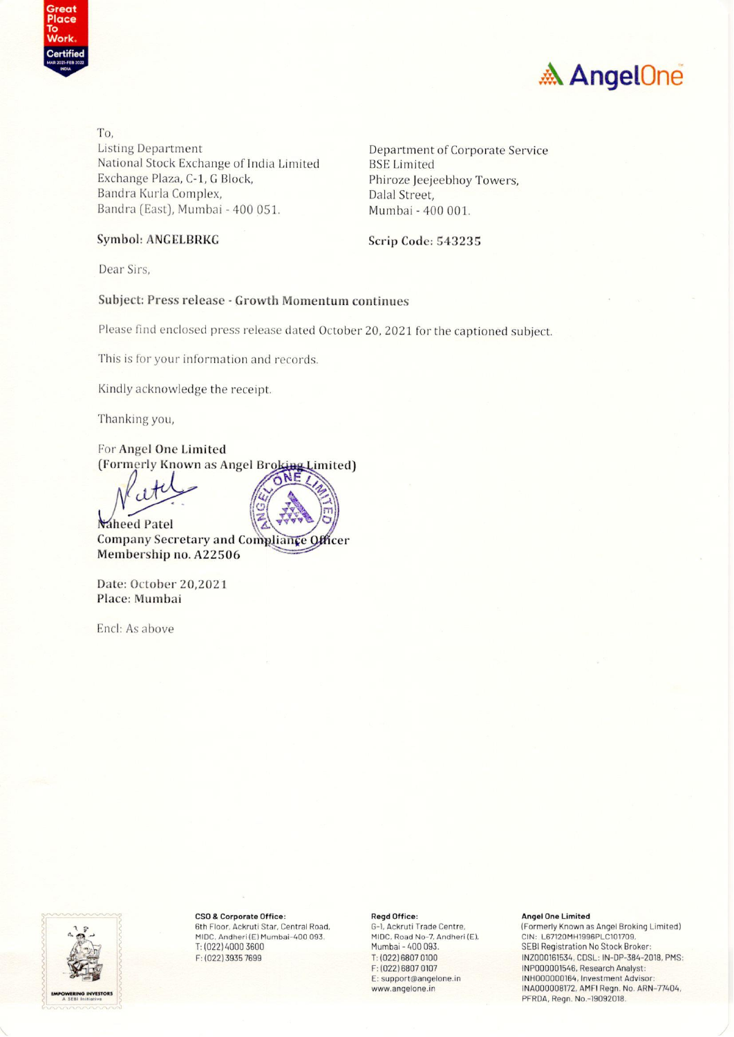To,

Listing Department
National Stock Exchange of India Limited
Exchange Plaza, C-1, G Block,
Bandra Kurla Complex,
Bandra (East), Mumbai - 400 051.

**Symbol: ANGELBRKG**

Department of Corporate Service
BSE Limited
Phiroze Jeejeebhoy Towers,
Dalal Street,
Mumbai - 400 001.

**Scrip Code: 543235**

Dear Sirs,

**Subject: Press release - Growth Momentum continues**

Please find enclosed press release dated October 20, 2021 for the captioned subject.

This is for your information and records.

Kindly acknowledge the receipt.

Thanking you,

For **Angel One Limited**
**(Formerly Known as Angel Broking Limited)**

**Naheed Patel**
**Company Secretary and Compliance Officer**
**Membership no. A22506**

Date: October 20,2021
Place: Mumbai

Encl: As above

**CSO & Corporate Office:**
6th Floor, Ackruti Star, Central Road, MIDC, Andheri (E) Mumbai-400 093.
T: (022) 4000 3600
F: (022) 3935 7699

**Regd Office:**
G-1, Ackruti Trade Centre, MIDC, Road No-7, Andheri (E), Mumbai - 400 093.
T: (022) 6807 0100
F: (022) 6807 0107
E: support@angelone.in
www.angelone.in

**Angel One Limited**
(Formerly Known as Angel Broking Limited)
CIN: L67120MH1996PLC101709,
SEBI Registration No Stock Broker: INZ000161534, CDSL: IN-DP-384-2018, PMS: INP000001546, Research Analyst: INH000000164, Investment Advisor: INA000008172, AMFI Regn. No. ARN-77404, PFRDA, Regn. No.-19092018.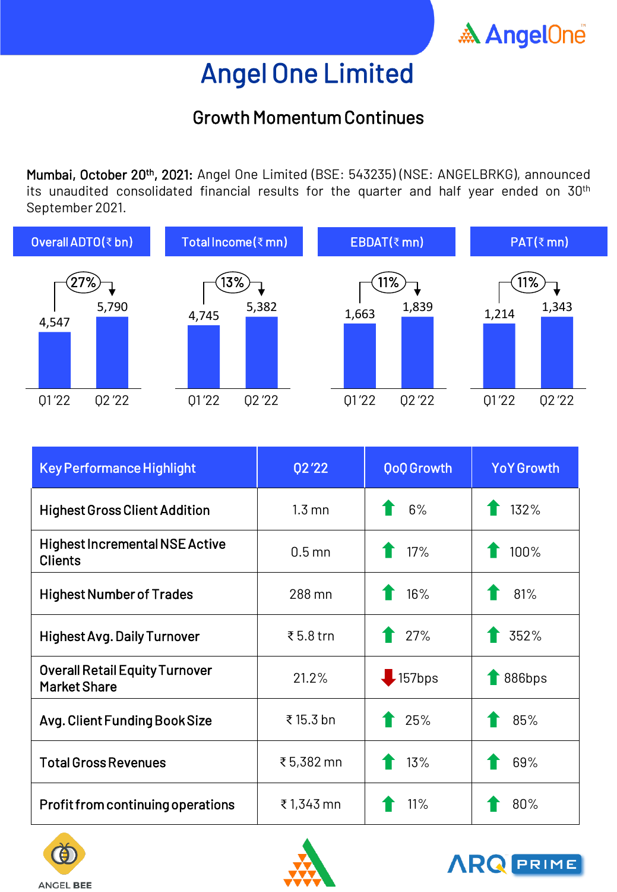# Angel One Limited

## Growth Momentum Continues

**Mumbai, October 20th, 2021:** Angel One Limited (BSE: 543235) (NSE: ANGELBRKG), announced its unaudited consolidated financial results for the quarter and half year ended on 30th September 2021.

| | Q1 '22 | Q2 '22 | Growth |
|---|---|---|---|
| Overall ADTO (₹ bn) | 4,547 | 5,790 | 27% |
| Total Income (₹ mn) | 4,745 | 5,382 | 13% |
| EBDAT (₹ mn) | 1,663 | 1,839 | 11% |
| PAT (₹ mn) | 1,214 | 1,343 | 11% |

| Key Performance Highlight | Q2 '22 | QoQ Growth | YoY Growth |
|---|---|---|---|
| Highest Gross Client Addition | 1.3 mn | ↑ 6% | ↑ 132% |
| Highest Incremental NSE Active Clients | 0.5 mn | ↑ 17% | ↑ 100% |
| Highest Number of Trades | 288 mn | ↑ 16% | ↑ 81% |
| Highest Avg. Daily Turnover | ₹ 5.8 trn | ↑ 27% | ↑ 352% |
| Overall Retail Equity Turnover Market Share | 21.2% | ↓ 157bps | ↑ 886bps |
| Avg. Client Funding Book Size | ₹ 15.3 bn | ↑ 25% | ↑ 85% |
| Total Gross Revenues | ₹ 5,382 mn | ↑ 13% | ↑ 69% |
| Profit from continuing operations | ₹ 1,343 mn | ↑ 11% | ↑ 80% |

ANGEL BEE

ARQ PRIME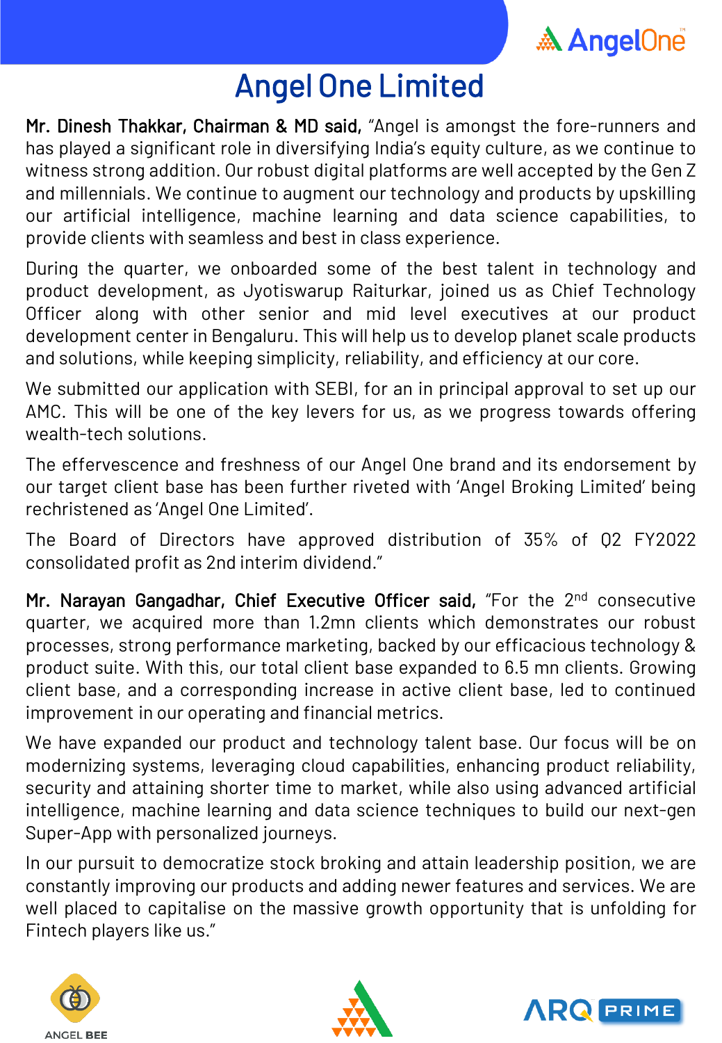# Angel One Limited

**Mr. Dinesh Thakkar, Chairman & MD said,** "Angel is amongst the fore-runners and has played a significant role in diversifying India's equity culture, as we continue to witness strong addition. Our robust digital platforms are well accepted by the Gen Z and millennials. We continue to augment our technology and products by upskilling our artificial intelligence, machine learning and data science capabilities, to provide clients with seamless and best in class experience.

During the quarter, we onboarded some of the best talent in technology and product development, as Jyotiswarup Raiturkar, joined us as Chief Technology Officer along with other senior and mid level executives at our product development center in Bengaluru. This will help us to develop planet scale products and solutions, while keeping simplicity, reliability, and efficiency at our core.

We submitted our application with SEBI, for an in principal approval to set up our AMC. This will be one of the key levers for us, as we progress towards offering wealth-tech solutions.

The effervescence and freshness of our Angel One brand and its endorsement by our target client base has been further riveted with 'Angel Broking Limited' being rechristened as 'Angel One Limited'.

The Board of Directors have approved distribution of 35% of Q2 FY2022 consolidated profit as 2nd interim dividend."

**Mr. Narayan Gangadhar, Chief Executive Officer said,** "For the 2nd consecutive quarter, we acquired more than 1.2mn clients which demonstrates our robust processes, strong performance marketing, backed by our efficacious technology & product suite. With this, our total client base expanded to 6.5 mn clients. Growing client base, and a corresponding increase in active client base, led to continued improvement in our operating and financial metrics.

We have expanded our product and technology talent base. Our focus will be on modernizing systems, leveraging cloud capabilities, enhancing product reliability, security and attaining shorter time to market, while also using advanced artificial intelligence, machine learning and data science techniques to build our next-gen Super-App with personalized journeys.

In our pursuit to democratize stock broking and attain leadership position, we are constantly improving our products and adding newer features and services. We are well placed to capitalise on the massive growth opportunity that is unfolding for Fintech players like us."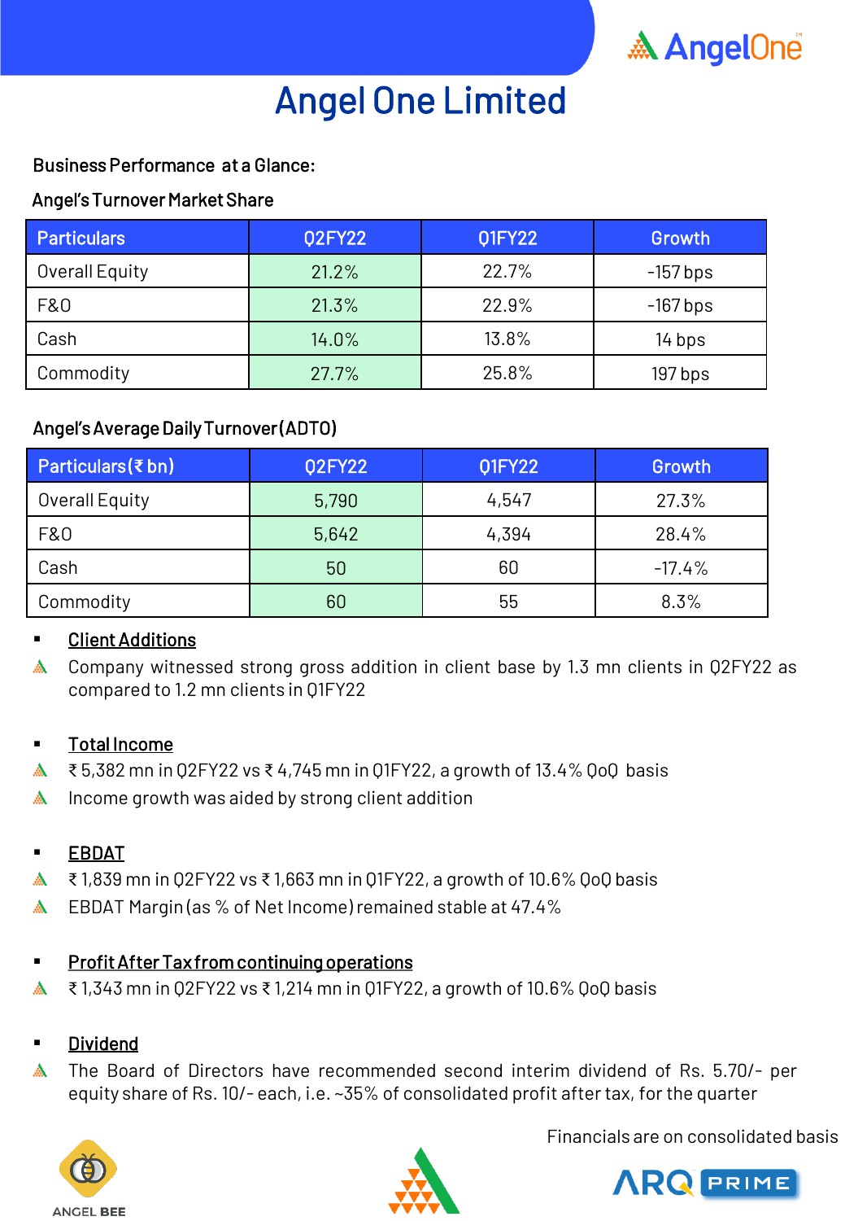# Angel One Limited

**Business Performance at a Glance:**

**Angel's Turnover Market Share**

| Particulars | Q2FY22 | Q1FY22 | Growth |
|---|---|---|---|
| Overall Equity | 21.2% | 22.7% | -157 bps |
| F&O | 21.3% | 22.9% | -167 bps |
| Cash | 14.0% | 13.8% | 14 bps |
| Commodity | 27.7% | 25.8% | 197 bps |

**Angel's Average Daily Turnover (ADTO)**

| Particulars (₹ bn) | Q2FY22 | Q1FY22 | Growth |
|---|---|---|---|
| Overall Equity | 5,790 | 4,547 | 27.3% |
| F&O | 5,642 | 4,394 | 28.4% |
| Cash | 50 | 60 | -17.4% |
| Commodity | 60 | 55 | 8.3% |

- **Client Additions**
  - Company witnessed strong gross addition in client base by 1.3 mn clients in Q2FY22 as compared to 1.2 mn clients in Q1FY22

- **Total Income**
  - ₹ 5,382 mn in Q2FY22 vs ₹ 4,745 mn in Q1FY22, a growth of 13.4% QoQ basis
  - Income growth was aided by strong client addition

- **EBDAT**
  - ₹ 1,839 mn in Q2FY22 vs ₹ 1,663 mn in Q1FY22, a growth of 10.6% QoQ basis
  - EBDAT Margin (as % of Net Income) remained stable at 47.4%

- **Profit After Tax from continuing operations**
  - ₹ 1,343 mn in Q2FY22 vs ₹ 1,214 mn in Q1FY22, a growth of 10.6% QoQ basis

- **Dividend**
  - The Board of Directors have recommended second interim dividend of Rs. 5.70/- per equity share of Rs. 10/- each, i.e. ~35% of consolidated profit after tax, for the quarter

Financials are on consolidated basis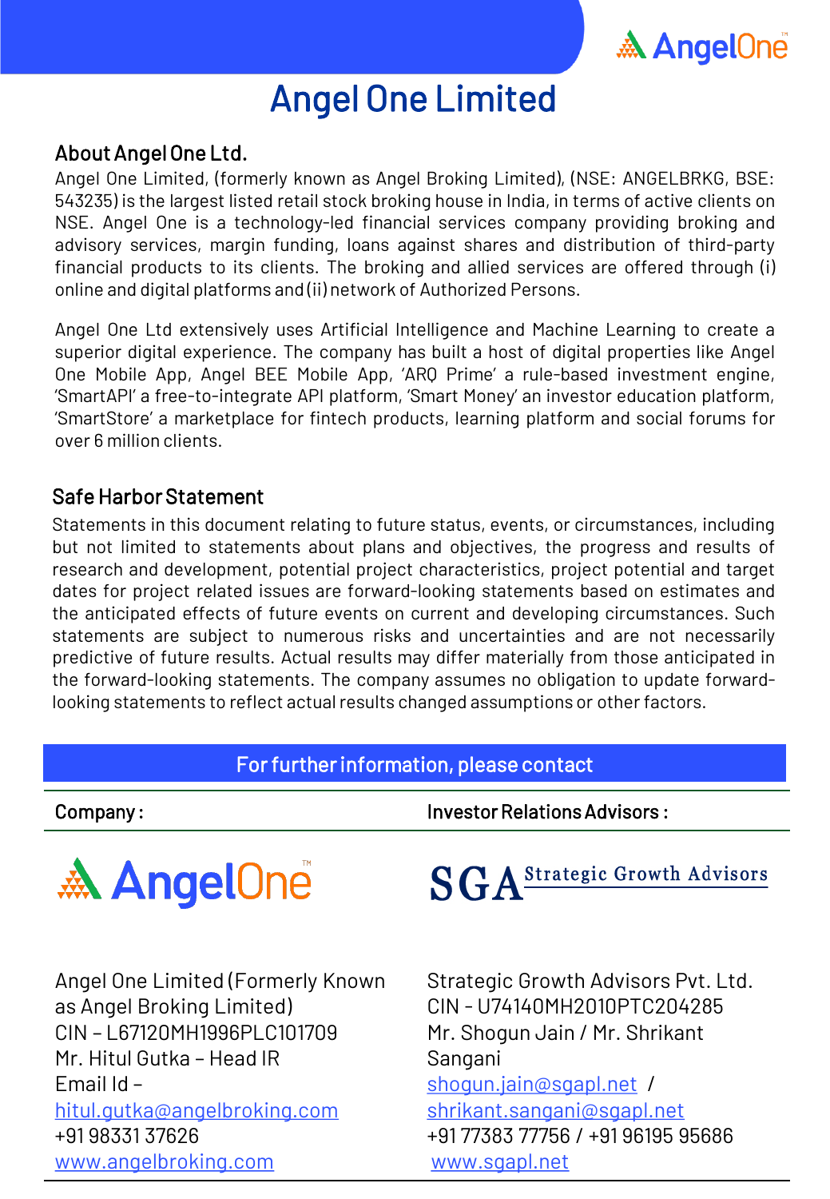# Angel One Limited

## About Angel One Ltd.

Angel One Limited, (formerly known as Angel Broking Limited), (NSE: ANGELBRKG, BSE: 543235) is the largest listed retail stock broking house in India, in terms of active clients on NSE. Angel One is a technology-led financial services company providing broking and advisory services, margin funding, loans against shares and distribution of third-party financial products to its clients. The broking and allied services are offered through (i) online and digital platforms and (ii) network of Authorized Persons.

Angel One Ltd extensively uses Artificial Intelligence and Machine Learning to create a superior digital experience. The company has built a host of digital properties like Angel One Mobile App, Angel BEE Mobile App, 'ARQ Prime' a rule-based investment engine, 'SmartAPI' a free-to-integrate API platform, 'Smart Money' an investor education platform, 'SmartStore' a marketplace for fintech products, learning platform and social forums for over 6 million clients.

## Safe Harbor Statement

Statements in this document relating to future status, events, or circumstances, including but not limited to statements about plans and objectives, the progress and results of research and development, potential project characteristics, project potential and target dates for project related issues are forward-looking statements based on estimates and the anticipated effects of future events on current and developing circumstances. Such statements are subject to numerous risks and uncertainties and are not necessarily predictive of future results. Actual results may differ materially from those anticipated in the forward-looking statements. The company assumes no obligation to update forward-looking statements to reflect actual results changed assumptions or other factors.

## For further information, please contact

| Company : | Investor Relations Advisors : |
|---|---|
| AngelOne | SGA Strategic Growth Advisors |
| Angel One Limited (Formerly Known as Angel Broking Limited)<br>CIN – L67120MH1996PLC101709<br>Mr. Hitul Gutka – Head IR<br>Email Id – hitul.gutka@angelbroking.com<br>+91 98331 37626<br>www.angelbroking.com | Strategic Growth Advisors Pvt. Ltd.<br>CIN - U74140MH2010PTC204285<br>Mr. Shogun Jain / Mr. Shrikant Sangani<br>shogun.jain@sgapl.net / shrikant.sangani@sgapl.net<br>+91 77383 77756 / +91 96195 95686<br>www.sgapl.net |